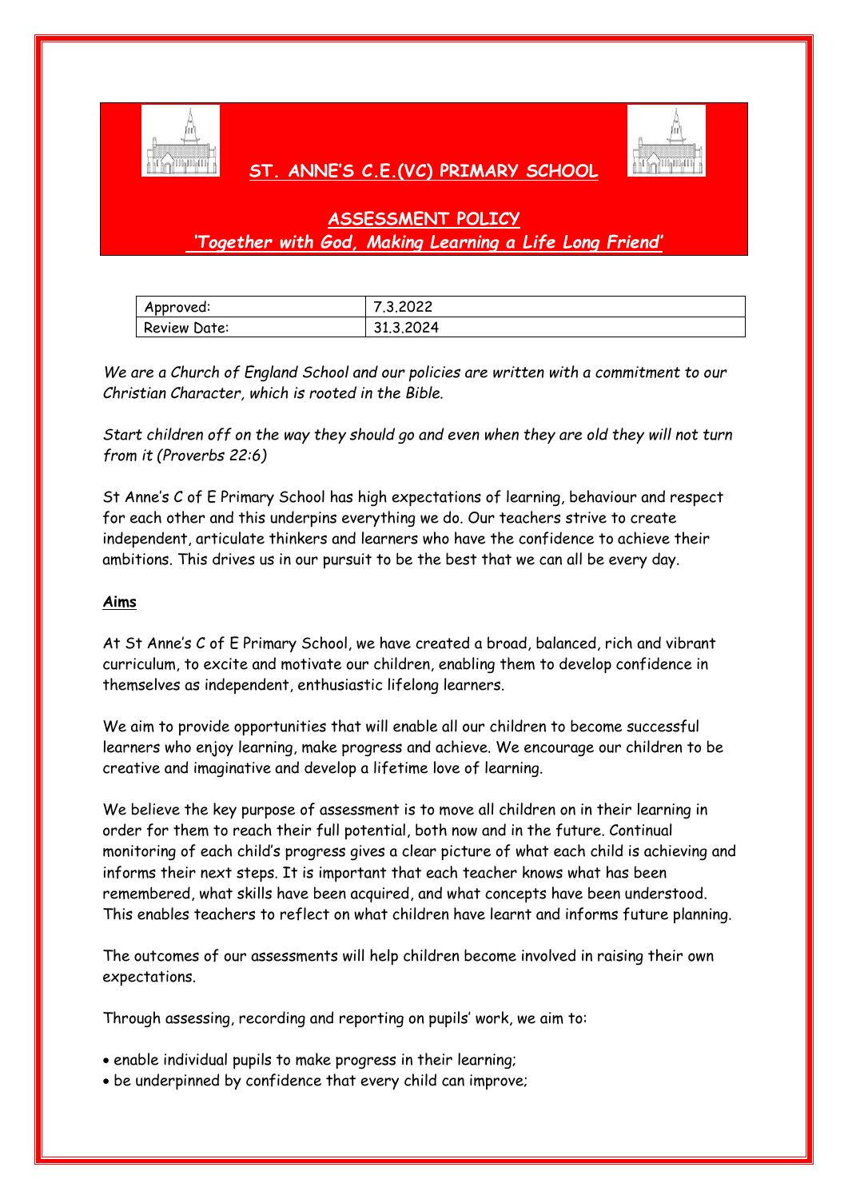# ST. ANNE'S C.E.(VC) PRIMARY SCHOOL

## ASSESSMENT POLICY

*'Together with God, Making Learning a Life Long Friend'*

| Approved: | 7.3.2022 |
| --- | --- |
| Review Date: | 31.3.2024 |

*We are a Church of England School and our policies are written with a commitment to our Christian Character, which is rooted in the Bible.*

*Start children off on the way they should go and even when they are old they will not turn from it (Proverbs 22:6)*

St Anne's C of E Primary School has high expectations of learning, behaviour and respect for each other and this underpins everything we do. Our teachers strive to create independent, articulate thinkers and learners who have the confidence to achieve their ambitions. This drives us in our pursuit to be the best that we can all be every day.

### Aims

At St Anne's C of E Primary School, we have created a broad, balanced, rich and vibrant curriculum, to excite and motivate our children, enabling them to develop confidence in themselves as independent, enthusiastic lifelong learners.

We aim to provide opportunities that will enable all our children to become successful learners who enjoy learning, make progress and achieve. We encourage our children to be creative and imaginative and develop a lifetime love of learning.

We believe the key purpose of assessment is to move all children on in their learning in order for them to reach their full potential, both now and in the future. Continual monitoring of each child's progress gives a clear picture of what each child is achieving and informs their next steps. It is important that each teacher knows what has been remembered, what skills have been acquired, and what concepts have been understood. This enables teachers to reflect on what children have learnt and informs future planning.

The outcomes of our assessments will help children become involved in raising their own expectations.

Through assessing, recording and reporting on pupils' work, we aim to:

- enable individual pupils to make progress in their learning;
- be underpinned by confidence that every child can improve;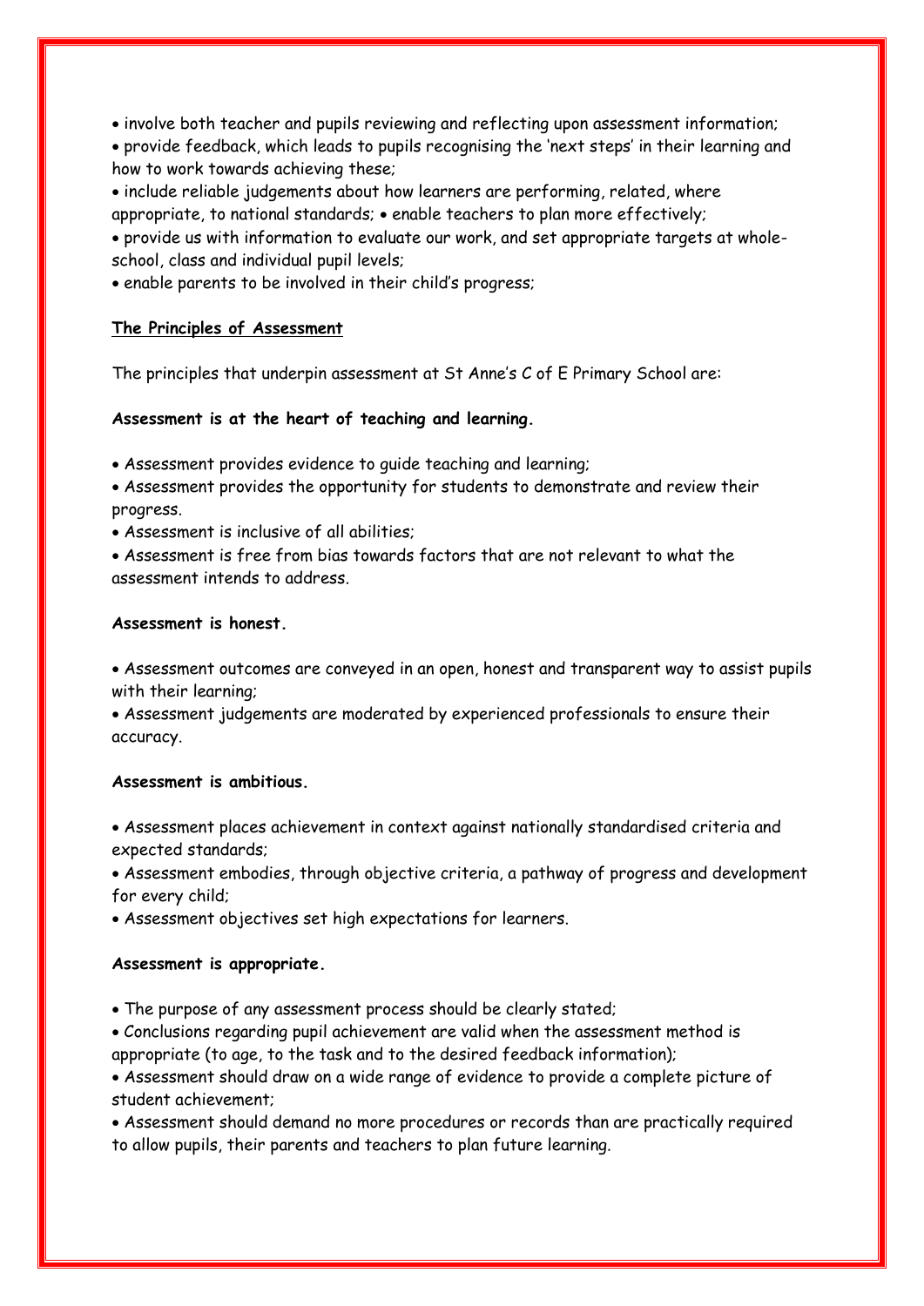- involve both teacher and pupils reviewing and reflecting upon assessment information;
- provide feedback, which leads to pupils recognising the 'next steps' in their learning and how to work towards achieving these;
- include reliable judgements about how learners are performing, related, where appropriate, to national standards;
- enable teachers to plan more effectively;
- provide us with information to evaluate our work, and set appropriate targets at whole-school, class and individual pupil levels;
- enable parents to be involved in their child's progress;

## The Principles of Assessment

The principles that underpin assessment at St Anne's C of E Primary School are:

**Assessment is at the heart of teaching and learning.**

- Assessment provides evidence to guide teaching and learning;
- Assessment provides the opportunity for students to demonstrate and review their progress.
- Assessment is inclusive of all abilities;
- Assessment is free from bias towards factors that are not relevant to what the assessment intends to address.

**Assessment is honest.**

- Assessment outcomes are conveyed in an open, honest and transparent way to assist pupils with their learning;
- Assessment judgements are moderated by experienced professionals to ensure their accuracy.

**Assessment is ambitious.**

- Assessment places achievement in context against nationally standardised criteria and expected standards;
- Assessment embodies, through objective criteria, a pathway of progress and development for every child;
- Assessment objectives set high expectations for learners.

**Assessment is appropriate.**

- The purpose of any assessment process should be clearly stated;
- Conclusions regarding pupil achievement are valid when the assessment method is appropriate (to age, to the task and to the desired feedback information);
- Assessment should draw on a wide range of evidence to provide a complete picture of student achievement;
- Assessment should demand no more procedures or records than are practically required to allow pupils, their parents and teachers to plan future learning.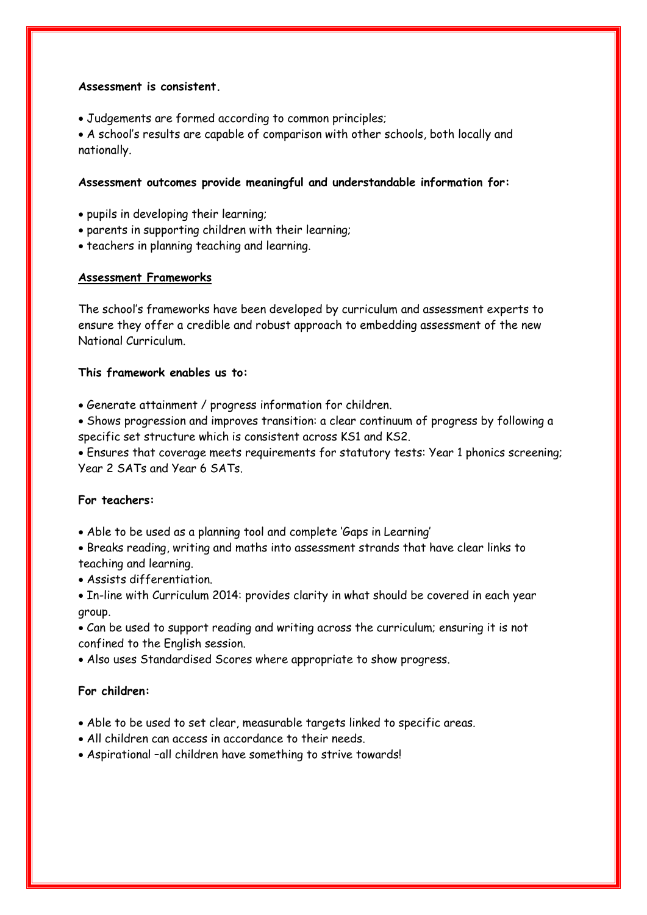**Assessment is consistent.**

- Judgements are formed according to common principles;
- A school's results are capable of comparison with other schools, both locally and nationally.

**Assessment outcomes provide meaningful and understandable information for:**

- pupils in developing their learning;
- parents in supporting children with their learning;
- teachers in planning teaching and learning.

## Assessment Frameworks

The school's frameworks have been developed by curriculum and assessment experts to ensure they offer a credible and robust approach to embedding assessment of the new National Curriculum.

**This framework enables us to:**

- Generate attainment / progress information for children.
- Shows progression and improves transition: a clear continuum of progress by following a specific set structure which is consistent across KS1 and KS2.
- Ensures that coverage meets requirements for statutory tests: Year 1 phonics screening; Year 2 SATs and Year 6 SATs.

**For teachers:**

- Able to be used as a planning tool and complete 'Gaps in Learning'
- Breaks reading, writing and maths into assessment strands that have clear links to teaching and learning.
- Assists differentiation.
- In-line with Curriculum 2014: provides clarity in what should be covered in each year group.
- Can be used to support reading and writing across the curriculum; ensuring it is not confined to the English session.
- Also uses Standardised Scores where appropriate to show progress.

**For children:**

- Able to be used to set clear, measurable targets linked to specific areas.
- All children can access in accordance to their needs.
- Aspirational –all children have something to strive towards!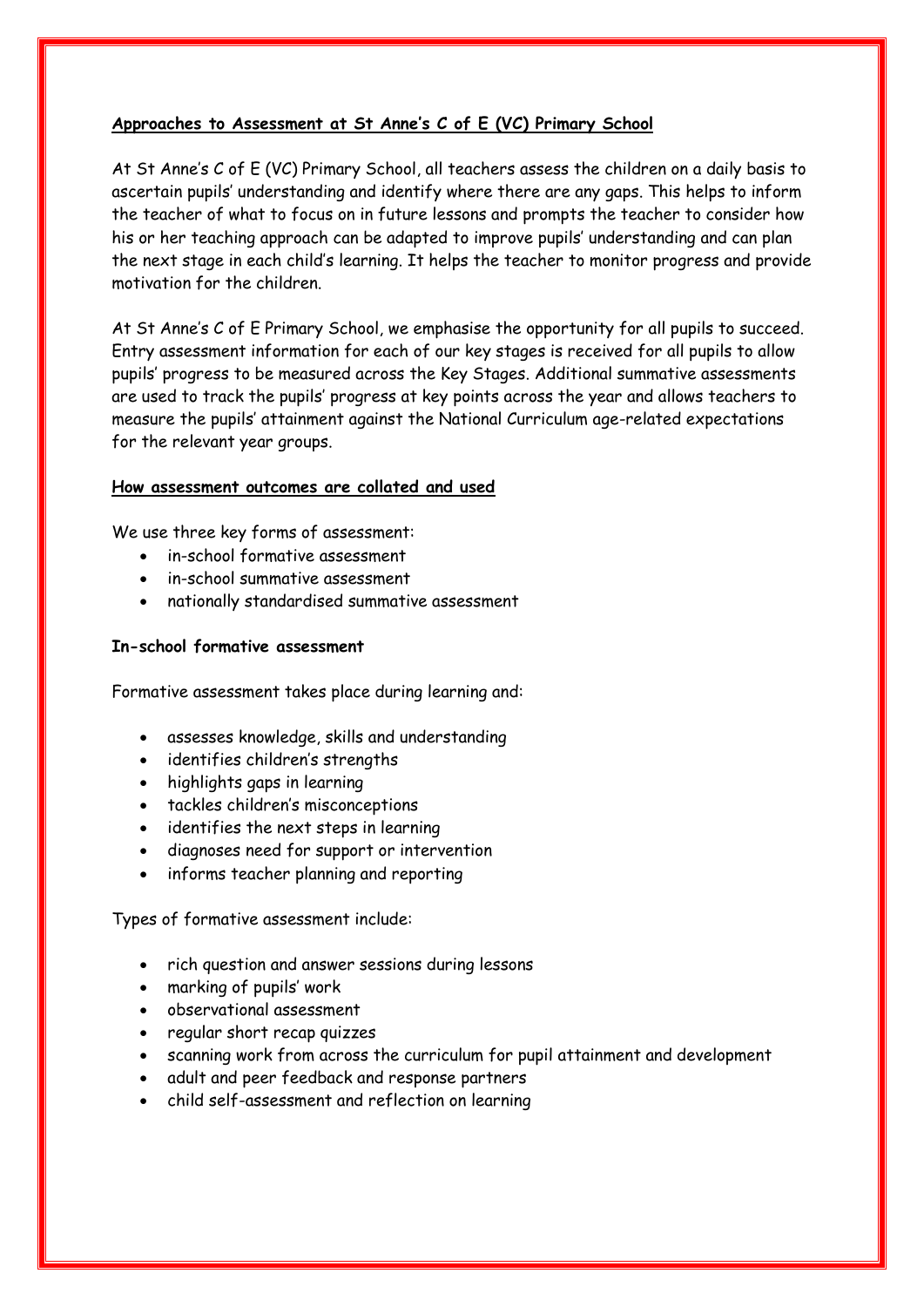**Approaches to Assessment at St Anne's C of E (VC) Primary School**

At St Anne's C of E (VC) Primary School, all teachers assess the children on a daily basis to ascertain pupils' understanding and identify where there are any gaps. This helps to inform the teacher of what to focus on in future lessons and prompts the teacher to consider how his or her teaching approach can be adapted to improve pupils' understanding and can plan the next stage in each child's learning. It helps the teacher to monitor progress and provide motivation for the children.

At St Anne's C of E Primary School, we emphasise the opportunity for all pupils to succeed. Entry assessment information for each of our key stages is received for all pupils to allow pupils' progress to be measured across the Key Stages. Additional summative assessments are used to track the pupils' progress at key points across the year and allows teachers to measure the pupils' attainment against the National Curriculum age-related expectations for the relevant year groups.

**How assessment outcomes are collated and used**

We use three key forms of assessment:

- in-school formative assessment
- in-school summative assessment
- nationally standardised summative assessment

**In-school formative assessment**

Formative assessment takes place during learning and:

- assesses knowledge, skills and understanding
- identifies children's strengths
- highlights gaps in learning
- tackles children's misconceptions
- identifies the next steps in learning
- diagnoses need for support or intervention
- informs teacher planning and reporting

Types of formative assessment include:

- rich question and answer sessions during lessons
- marking of pupils' work
- observational assessment
- regular short recap quizzes
- scanning work from across the curriculum for pupil attainment and development
- adult and peer feedback and response partners
- child self-assessment and reflection on learning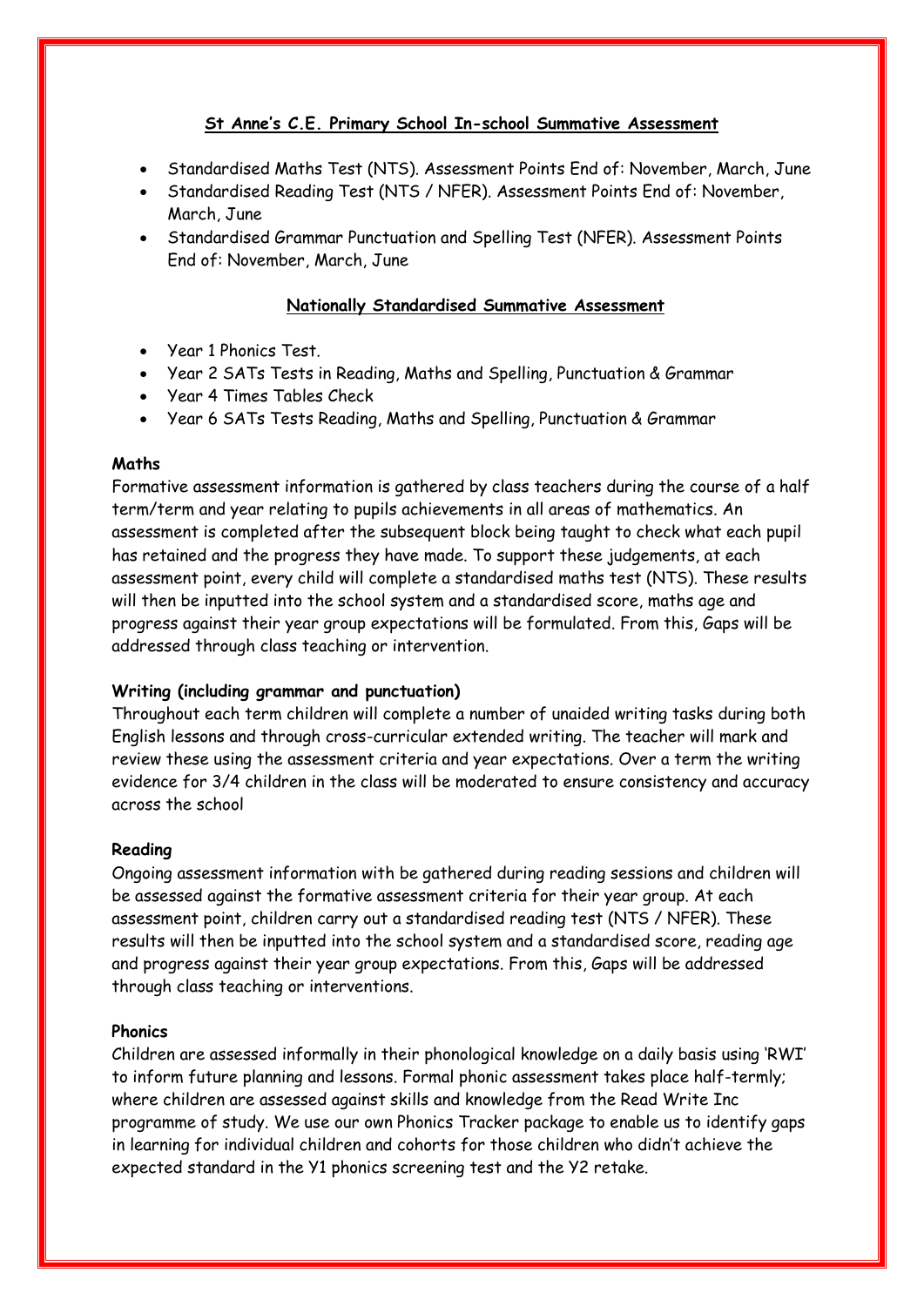## St Anne's C.E. Primary School In-school Summative Assessment

- Standardised Maths Test (NTS). Assessment Points End of: November, March, June
- Standardised Reading Test (NTS / NFER). Assessment Points End of: November, March, June
- Standardised Grammar Punctuation and Spelling Test (NFER). Assessment Points End of: November, March, June

## Nationally Standardised Summative Assessment

- Year 1 Phonics Test.
- Year 2 SATs Tests in Reading, Maths and Spelling, Punctuation & Grammar
- Year 4 Times Tables Check
- Year 6 SATs Tests Reading, Maths and Spelling, Punctuation & Grammar

**Maths**

Formative assessment information is gathered by class teachers during the course of a half term/term and year relating to pupils achievements in all areas of mathematics. An assessment is completed after the subsequent block being taught to check what each pupil has retained and the progress they have made. To support these judgements, at each assessment point, every child will complete a standardised maths test (NTS). These results will then be inputted into the school system and a standardised score, maths age and progress against their year group expectations will be formulated. From this, Gaps will be addressed through class teaching or intervention.

**Writing (including grammar and punctuation)**

Throughout each term children will complete a number of unaided writing tasks during both English lessons and through cross-curricular extended writing. The teacher will mark and review these using the assessment criteria and year expectations. Over a term the writing evidence for 3/4 children in the class will be moderated to ensure consistency and accuracy across the school

**Reading**

Ongoing assessment information with be gathered during reading sessions and children will be assessed against the formative assessment criteria for their year group. At each assessment point, children carry out a standardised reading test (NTS / NFER). These results will then be inputted into the school system and a standardised score, reading age and progress against their year group expectations. From this, Gaps will be addressed through class teaching or interventions.

**Phonics**

Children are assessed informally in their phonological knowledge on a daily basis using 'RWI' to inform future planning and lessons. Formal phonic assessment takes place half-termly; where children are assessed against skills and knowledge from the Read Write Inc programme of study. We use our own Phonics Tracker package to enable us to identify gaps in learning for individual children and cohorts for those children who didn't achieve the expected standard in the Y1 phonics screening test and the Y2 retake.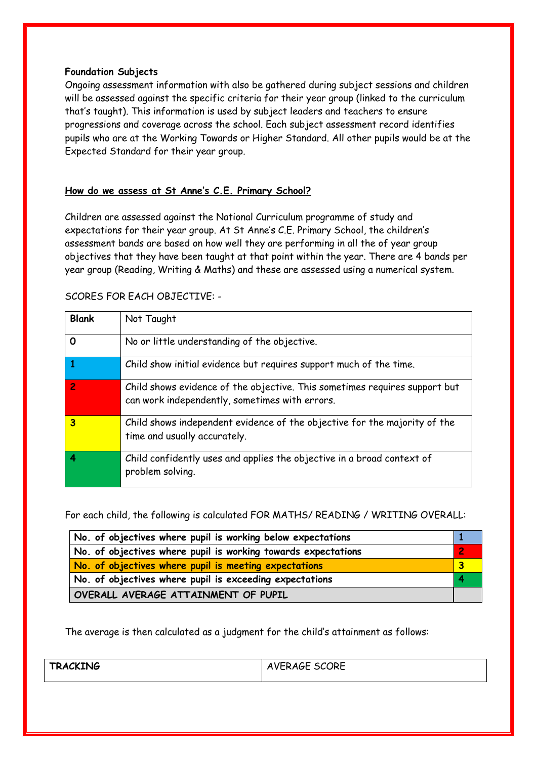**Foundation Subjects**

Ongoing assessment information with also be gathered during subject sessions and children will be assessed against the specific criteria for their year group (linked to the curriculum that's taught). This information is used by subject leaders and teachers to ensure progressions and coverage across the school. Each subject assessment record identifies pupils who are at the Working Towards or Higher Standard. All other pupils would be at the Expected Standard for their year group.

**How do we assess at St Anne's C.E. Primary School?**

Children are assessed against the National Curriculum programme of study and expectations for their year group. At St Anne's C.E. Primary School, the children's assessment bands are based on how well they are performing in all the of year group objectives that they have been taught at that point within the year. There are 4 bands per year group (Reading, Writing & Maths) and these are assessed using a numerical system.

SCORES FOR EACH OBJECTIVE: -

| **Blank** | Not Taught |
|---|---|
| 0 | No or little understanding of the objective. |
| 1 | Child show initial evidence but requires support much of the time. |
| 2 | Child shows evidence of the objective. This sometimes requires support but can work independently, sometimes with errors. |
| 3 | Child shows independent evidence of the objective for the majority of the time and usually accurately. |
| 4 | Child confidently uses and applies the objective in a broad context of problem solving. |

For each child, the following is calculated FOR MATHS/ READING / WRITING OVERALL:

| **No. of objectives where pupil is working below expectations** | **1** |
|---|---|
| **No. of objectives where pupil is working towards expectations** | **2** |
| **No. of objectives where pupil is meeting expectations** | **3** |
| **No. of objectives where pupil is exceeding expectations** | **4** |
| **OVERALL AVERAGE ATTAINMENT OF PUPIL** | |

The average is then calculated as a judgment for the child's attainment as follows:

| **TRACKING** | AVERAGE SCORE |
|---|---|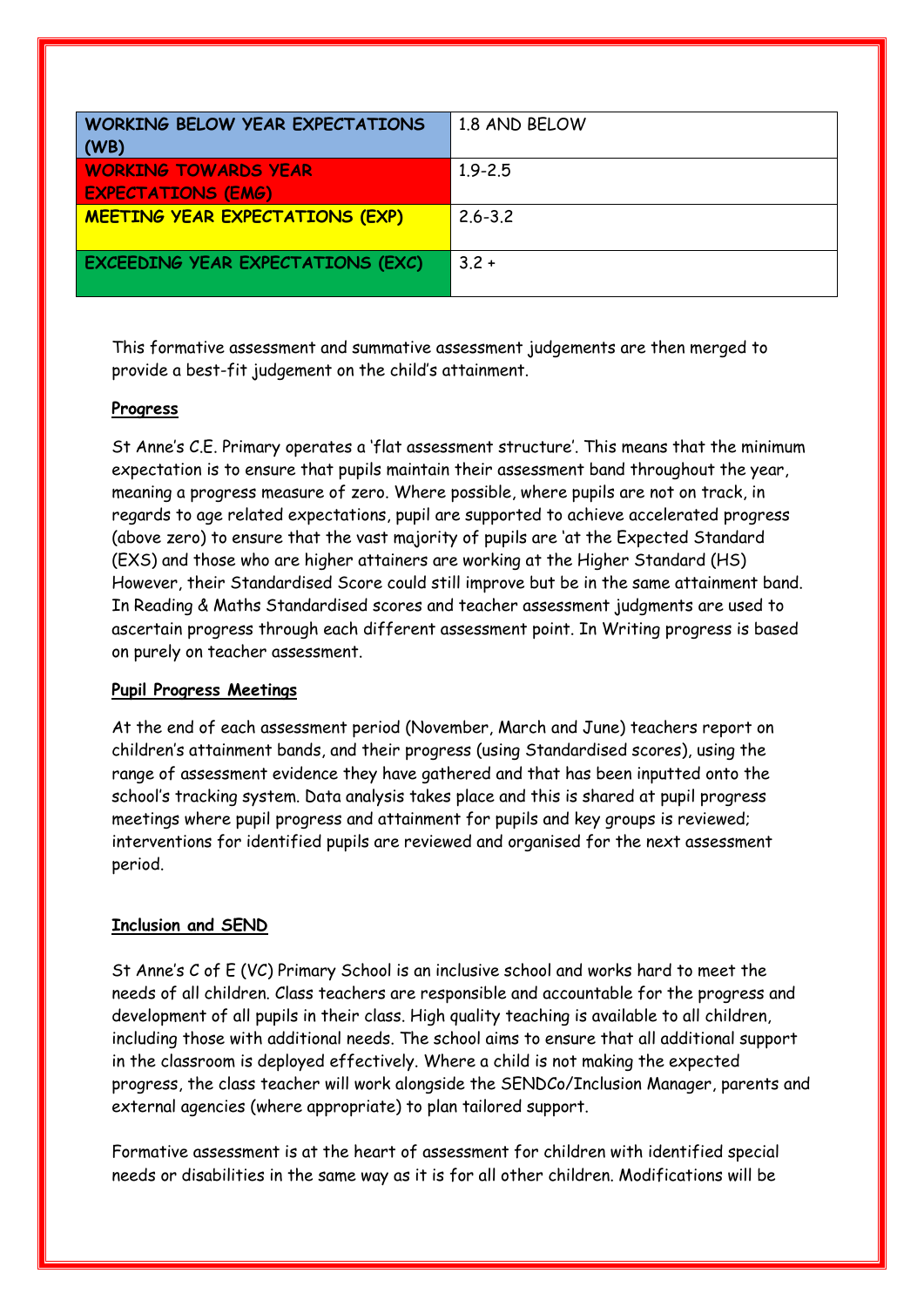| WORKING BELOW YEAR EXPECTATIONS (WB) | 1.8 AND BELOW |
|---|---|
| WORKING TOWARDS YEAR EXPECTATIONS (EMG) | 1.9-2.5 |
| MEETING YEAR EXPECTATIONS (EXP) | 2.6-3.2 |
| EXCEEDING YEAR EXPECTATIONS (EXC) | 3.2 + |

This formative assessment and summative assessment judgements are then merged to provide a best-fit judgement on the child's attainment.

**Progress**

St Anne's C.E. Primary operates a 'flat assessment structure'. This means that the minimum expectation is to ensure that pupils maintain their assessment band throughout the year, meaning a progress measure of zero. Where possible, where pupils are not on track, in regards to age related expectations, pupil are supported to achieve accelerated progress (above zero) to ensure that the vast majority of pupils are 'at the Expected Standard (EXS) and those who are higher attainers are working at the Higher Standard (HS) However, their Standardised Score could still improve but be in the same attainment band. In Reading & Maths Standardised scores and teacher assessment judgments are used to ascertain progress through each different assessment point. In Writing progress is based on purely on teacher assessment.

**Pupil Progress Meetings**

At the end of each assessment period (November, March and June) teachers report on children's attainment bands, and their progress (using Standardised scores), using the range of assessment evidence they have gathered and that has been inputted onto the school's tracking system. Data analysis takes place and this is shared at pupil progress meetings where pupil progress and attainment for pupils and key groups is reviewed; interventions for identified pupils are reviewed and organised for the next assessment period.

**Inclusion and SEND**

St Anne's C of E (VC) Primary School is an inclusive school and works hard to meet the needs of all children. Class teachers are responsible and accountable for the progress and development of all pupils in their class. High quality teaching is available to all children, including those with additional needs. The school aims to ensure that all additional support in the classroom is deployed effectively. Where a child is not making the expected progress, the class teacher will work alongside the SENDCo/Inclusion Manager, parents and external agencies (where appropriate) to plan tailored support.

Formative assessment is at the heart of assessment for children with identified special needs or disabilities in the same way as it is for all other children. Modifications will be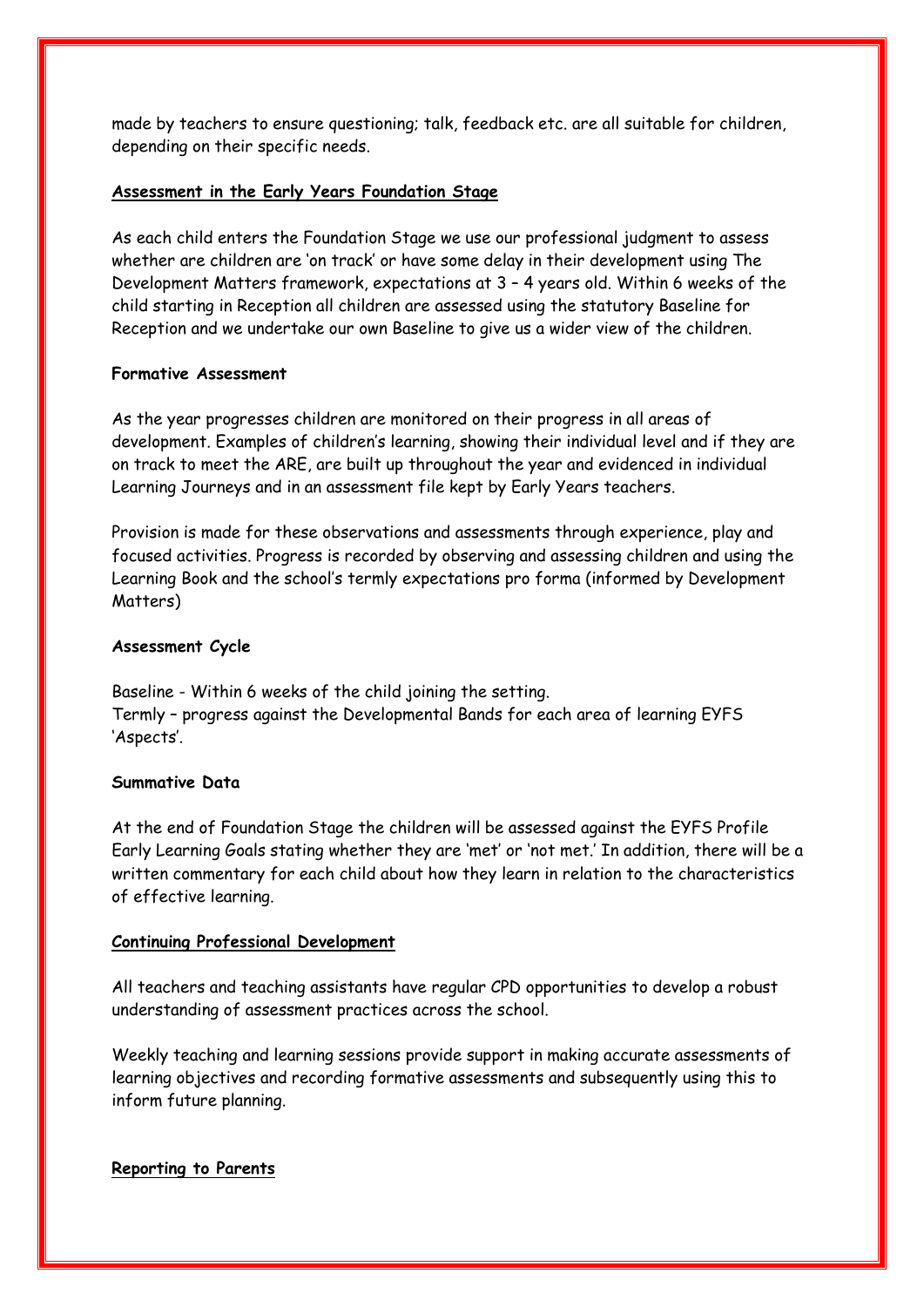made by teachers to ensure questioning; talk, feedback etc. are all suitable for children, depending on their specific needs.

## Assessment in the Early Years Foundation Stage

As each child enters the Foundation Stage we use our professional judgment to assess whether are children are 'on track' or have some delay in their development using The Development Matters framework, expectations at 3 – 4 years old. Within 6 weeks of the child starting in Reception all children are assessed using the statutory Baseline for Reception and we undertake our own Baseline to give us a wider view of the children.

### Formative Assessment

As the year progresses children are monitored on their progress in all areas of development. Examples of children's learning, showing their individual level and if they are on track to meet the ARE, are built up throughout the year and evidenced in individual Learning Journeys and in an assessment file kept by Early Years teachers.

Provision is made for these observations and assessments through experience, play and focused activities. Progress is recorded by observing and assessing children and using the Learning Book and the school's termly expectations pro forma (informed by Development Matters)

### Assessment Cycle

Baseline - Within 6 weeks of the child joining the setting.
Termly – progress against the Developmental Bands for each area of learning EYFS 'Aspects'.

### Summative Data

At the end of Foundation Stage the children will be assessed against the EYFS Profile Early Learning Goals stating whether they are 'met' or 'not met.' In addition, there will be a written commentary for each child about how they learn in relation to the characteristics of effective learning.

## Continuing Professional Development

All teachers and teaching assistants have regular CPD opportunities to develop a robust understanding of assessment practices across the school.

Weekly teaching and learning sessions provide support in making accurate assessments of learning objectives and recording formative assessments and subsequently using this to inform future planning.

## Reporting to Parents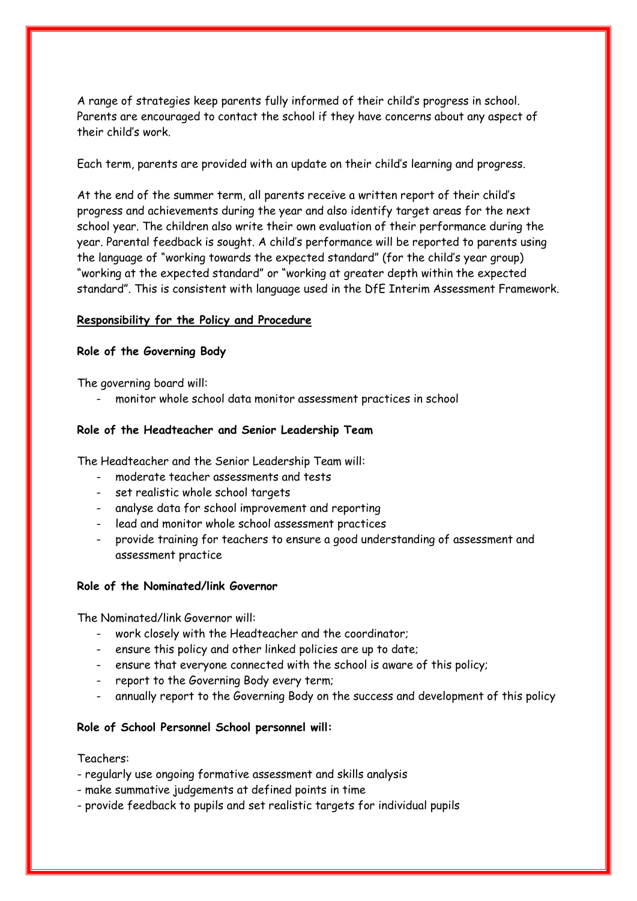A range of strategies keep parents fully informed of their child's progress in school. Parents are encouraged to contact the school if they have concerns about any aspect of their child's work.

Each term, parents are provided with an update on their child's learning and progress.

At the end of the summer term, all parents receive a written report of their child's progress and achievements during the year and also identify target areas for the next school year. The children also write their own evaluation of their performance during the year. Parental feedback is sought. A child's performance will be reported to parents using the language of "working towards the expected standard" (for the child's year group) "working at the expected standard" or "working at greater depth within the expected standard". This is consistent with language used in the DfE Interim Assessment Framework.

**<u>Responsibility for the Policy and Procedure</u>**

**Role of the Governing Body**

The governing board will:

- monitor whole school data monitor assessment practices in school

**Role of the Headteacher and Senior Leadership Team**

The Headteacher and the Senior Leadership Team will:

- moderate teacher assessments and tests
- set realistic whole school targets
- analyse data for school improvement and reporting
- lead and monitor whole school assessment practices
- provide training for teachers to ensure a good understanding of assessment and assessment practice

**Role of the Nominated/link Governor**

The Nominated/link Governor will:

- work closely with the Headteacher and the coordinator;
- ensure this policy and other linked policies are up to date;
- ensure that everyone connected with the school is aware of this policy;
- report to the Governing Body every term;
- annually report to the Governing Body on the success and development of this policy

**Role of School Personnel School personnel will:**

Teachers:

- regularly use ongoing formative assessment and skills analysis
- make summative judgements at defined points in time
- provide feedback to pupils and set realistic targets for individual pupils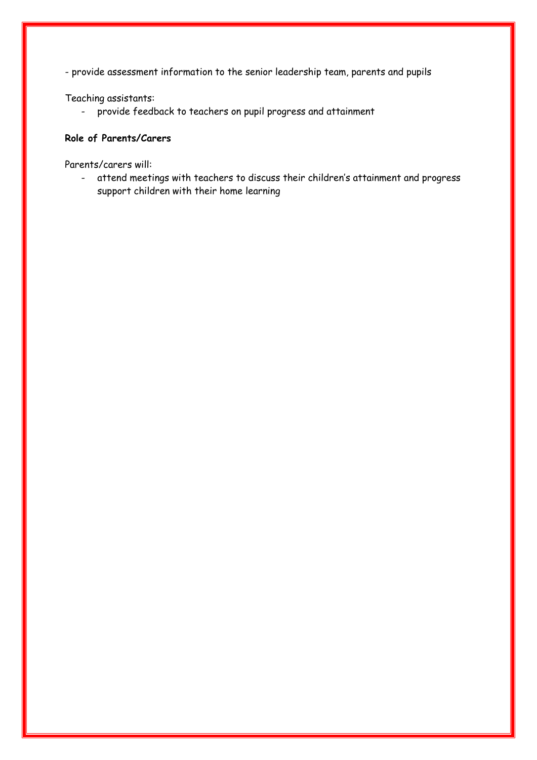- provide assessment information to the senior leadership team, parents and pupils

Teaching assistants:

- provide feedback to teachers on pupil progress and attainment

**Role of Parents/Carers**

Parents/carers will:

- attend meetings with teachers to discuss their children's attainment and progress support children with their home learning